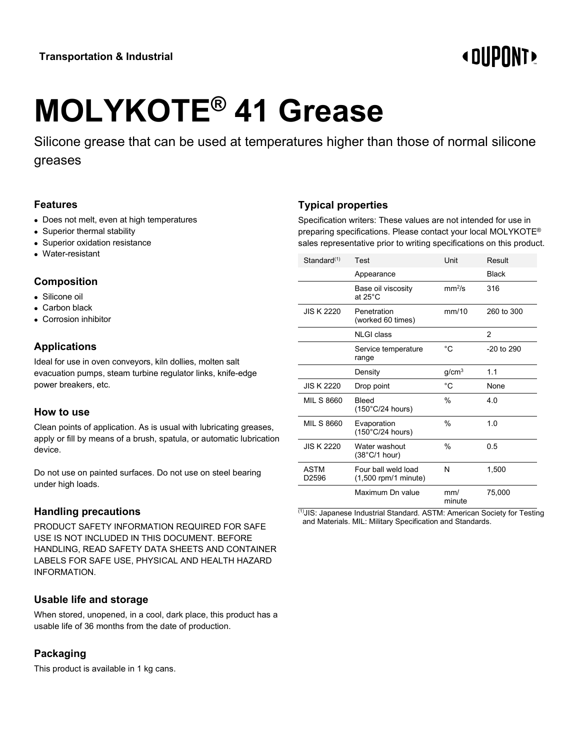Transportation & Industrial

# MOLYKOTE® 41 Grease

Silicone grease that can be used at temperatures higher than those of normal silicone greases

## Features

- Does not melt, even at high temperatures
- Superior thermal stability
- Superior oxidation resistance
- Water-resistant

## Composition

- Silicone oil
- Carbon black
- Corrosion inhibitor

## Applications

Ideal for use in oven conveyors, kiln dollies, molten salt evacuation pumps, steam turbine regulator links, knife-edge power breakers, etc.

## How to use

Clean points of application. As is usual with lubricating greases, apply or fill by means of a brush, spatula, or automatic lubrication device.

Do not use on painted surfaces. Do not use on steel bearing under high loads.

## Handling precautions

PRODUCT SAFETY INFORMATION REQUIRED FOR SAFE USE IS NOT INCLUDED IN THIS DOCUMENT. BEFORE HANDLING, READ SAFETY DATA SHEETS AND CONTAINER LABELS FOR SAFE USE, PHYSICAL AND HEALTH HAZARD INFORMATION.

## Usable life and storage

When stored, unopened, in a cool, dark place, this product has a usable life of 36 months from the date of production.

## Packaging

This product is available in 1 kg cans.

## Typical properties

Specification writers: These values are not intended for use in preparing specifications. Please contact your local MOLYKOTE® sales representative prior to writing specifications on this product.

| Standard[1] | Test | Unit | Result |
| --- | --- | --- | --- |
| | Appearance | | Black |
| | Base oil viscosity at 25°C | $mm^2/s$ | 316 |
| JIS K 2220 | Penetration (worked 60 times) | mm/10 | 260 to 300 |
| | NLGI class | | 2 |
| | Service temperature range | °C | -20 to 290 |
| | Density | $g/cm^3$ | 1.1 |
| JIS K 2220 | Drop point | °C | None |
| MIL S 8660 | Bleed (150°C/24 hours) | % | 4.0 |
| MIL S 8660 | Evaporation (150°C/24 hours) | % | 1.0 |
| JIS K 2220 | Water washout (38°C/1 hour) | % | 0.5 |
| ASTM D2596 | Four ball weld load (1,500 rpm/1 minute) | N | 1,500 |
| | Maximum Dn value | mm/minute | 75,000 |

[1]JIS: Japanese Industrial Standard. ASTM: American Society for Testing and Materials. MIL: Military Specification and Standards.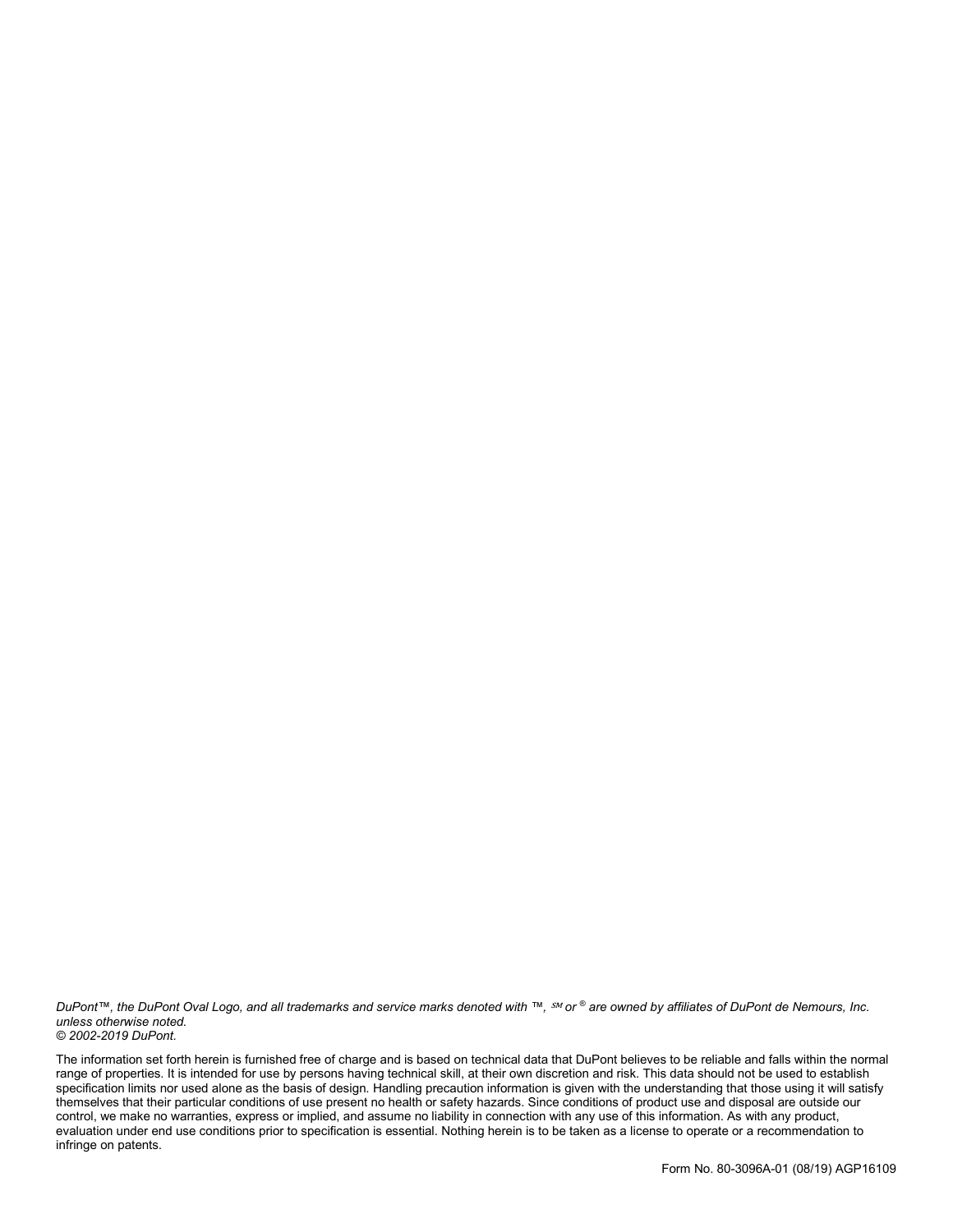*DuPont™, the DuPont Oval Logo, and all trademarks and service marks denoted with ™, ℠ or ® are owned by affiliates of DuPont de Nemours, Inc. unless otherwise noted.*
*© 2002-2019 DuPont.*

The information set forth herein is furnished free of charge and is based on technical data that DuPont believes to be reliable and falls within the normal range of properties. It is intended for use by persons having technical skill, at their own discretion and risk. This data should not be used to establish specification limits nor used alone as the basis of design. Handling precaution information is given with the understanding that those using it will satisfy themselves that their particular conditions of use present no health or safety hazards. Since conditions of product use and disposal are outside our control, we make no warranties, express or implied, and assume no liability in connection with any use of this information. As with any product, evaluation under end use conditions prior to specification is essential. Nothing herein is to be taken as a license to operate or a recommendation to infringe on patents.

Form No. 80-3096A-01 (08/19) AGP16109